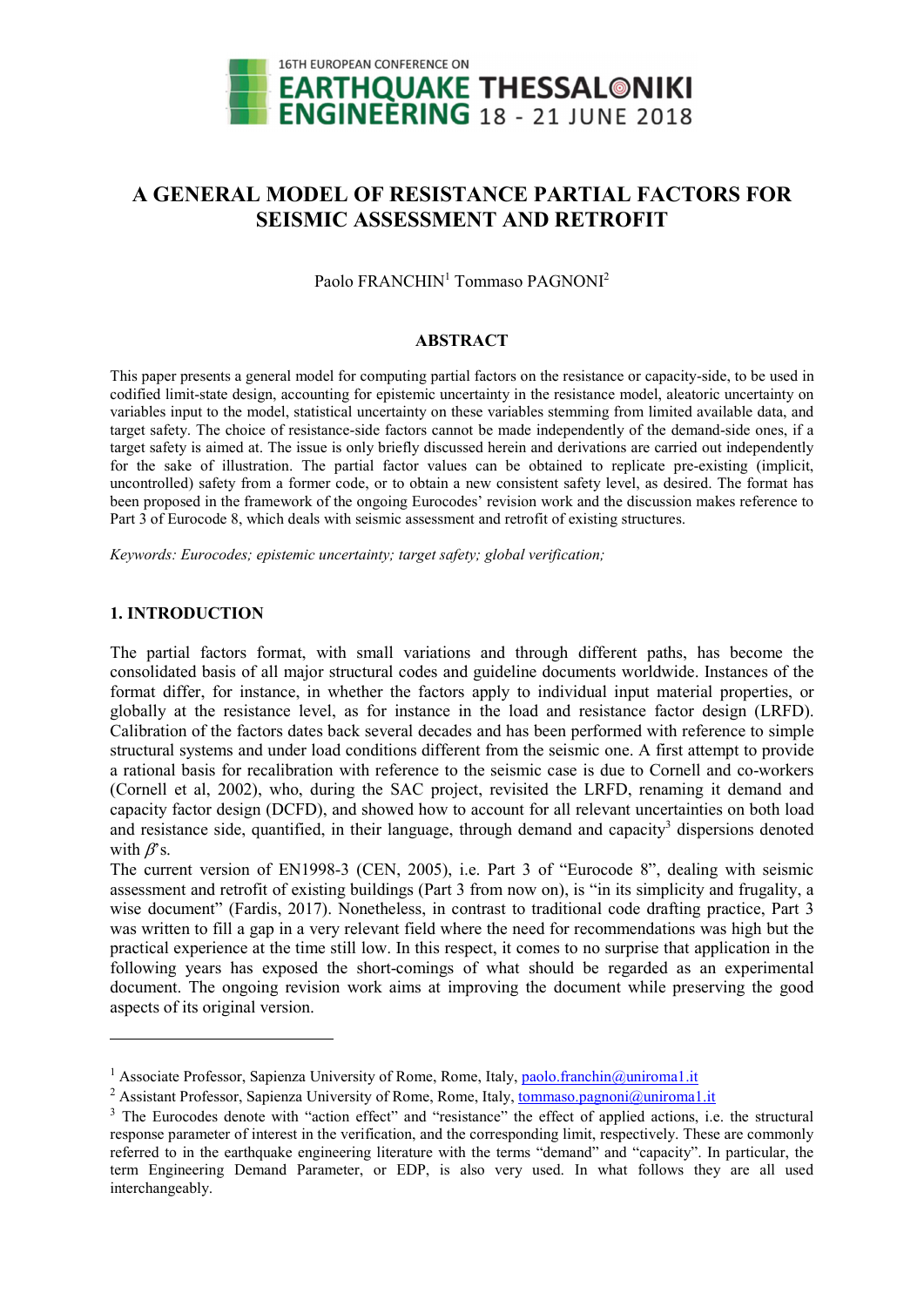# A GENERAL MODEL OF RESISTANCE PARTIAL FACTORS FOR SEISMIC ASSESSMENT AND RETROFIT

Paolo FRANCHIN[1] Tommaso PAGNONI[2]

## ABSTRACT

This paper presents a general model for computing partial factors on the resistance or capacity-side, to be used in codified limit-state design, accounting for epistemic uncertainty in the resistance model, aleatoric uncertainty on variables input to the model, statistical uncertainty on these variables stemming from limited available data, and target safety. The choice of resistance-side factors cannot be made independently of the demand-side ones, if a target safety is aimed at. The issue is only briefly discussed herein and derivations are carried out independently for the sake of illustration. The partial factor values can be obtained to replicate pre-existing (implicit, uncontrolled) safety from a former code, or to obtain a new consistent safety level, as desired. The format has been proposed in the framework of the ongoing Eurocodes' revision work and the discussion makes reference to Part 3 of Eurocode 8, which deals with seismic assessment and retrofit of existing structures.

*Keywords: Eurocodes; epistemic uncertainty; target safety; global verification;*

## 1. INTRODUCTION

The partial factors format, with small variations and through different paths, has become the consolidated basis of all major structural codes and guideline documents worldwide. Instances of the format differ, for instance, in whether the factors apply to individual input material properties, or globally at the resistance level, as for instance in the load and resistance factor design (LRFD). Calibration of the factors dates back several decades and has been performed with reference to simple structural systems and under load conditions different from the seismic one. A first attempt to provide a rational basis for recalibration with reference to the seismic case is due to Cornell and co-workers (Cornell et al, 2002), who, during the SAC project, revisited the LRFD, renaming it demand and capacity factor design (DCFD), and showed how to account for all relevant uncertainties on both load and resistance side, quantified, in their language, through demand and capacity[3] dispersions denoted with $\beta$'s.

The current version of EN1998-3 (CEN, 2005), i.e. Part 3 of "Eurocode 8", dealing with seismic assessment and retrofit of existing buildings (Part 3 from now on), is "in its simplicity and frugality, a wise document" (Fardis, 2017). Nonetheless, in contrast to traditional code drafting practice, Part 3 was written to fill a gap in a very relevant field where the need for recommendations was high but the practical experience at the time still low. In this respect, it comes to no surprise that application in the following years has exposed the short-comings of what should be regarded as an experimental document. The ongoing revision work aims at improving the document while preserving the good aspects of its original version.

---

[1] Associate Professor, Sapienza University of Rome, Rome, Italy, paolo.franchin@uniroma1.it

[2] Assistant Professor, Sapienza University of Rome, Rome, Italy, tommaso.pagnoni@uniroma1.it

[3] The Eurocodes denote with "action effect" and "resistance" the effect of applied actions, i.e. the structural response parameter of interest in the verification, and the corresponding limit, respectively. These are commonly referred to in the earthquake engineering literature with the terms "demand" and "capacity". In particular, the term Engineering Demand Parameter, or EDP, is also very used. In what follows they are all used interchangeably.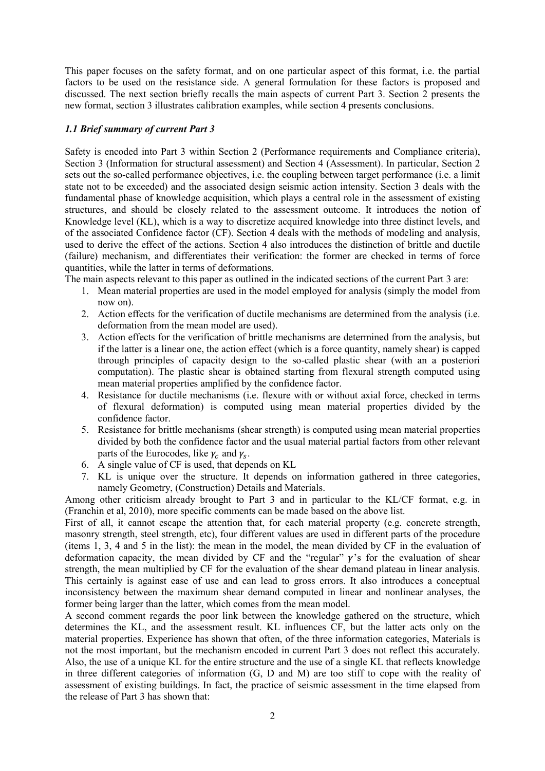This paper focuses on the safety format, and on one particular aspect of this format, i.e. the partial factors to be used on the resistance side. A general formulation for these factors is proposed and discussed. The next section briefly recalls the main aspects of current Part 3. Section 2 presents the new format, section 3 illustrates calibration examples, while section 4 presents conclusions.

### *1.1 Brief summary of current Part 3*

Safety is encoded into Part 3 within Section 2 (Performance requirements and Compliance criteria), Section 3 (Information for structural assessment) and Section 4 (Assessment). In particular, Section 2 sets out the so-called performance objectives, i.e. the coupling between target performance (i.e. a limit state not to be exceeded) and the associated design seismic action intensity. Section 3 deals with the fundamental phase of knowledge acquisition, which plays a central role in the assessment of existing structures, and should be closely related to the assessment outcome. It introduces the notion of Knowledge level (KL), which is a way to discretize acquired knowledge into three distinct levels, and of the associated Confidence factor (CF). Section 4 deals with the methods of modeling and analysis, used to derive the effect of the actions. Section 4 also introduces the distinction of brittle and ductile (failure) mechanism, and differentiates their verification: the former are checked in terms of force quantities, while the latter in terms of deformations.

The main aspects relevant to this paper as outlined in the indicated sections of the current Part 3 are:

1. Mean material properties are used in the model employed for analysis (simply the model from now on).
2. Action effects for the verification of ductile mechanisms are determined from the analysis (i.e. deformation from the mean model are used).
3. Action effects for the verification of brittle mechanisms are determined from the analysis, but if the latter is a linear one, the action effect (which is a force quantity, namely shear) is capped through principles of capacity design to the so-called plastic shear (with an a posteriori computation). The plastic shear is obtained starting from flexural strength computed using mean material properties amplified by the confidence factor.
4. Resistance for ductile mechanisms (i.e. flexure with or without axial force, checked in terms of flexural deformation) is computed using mean material properties divided by the confidence factor.
5. Resistance for brittle mechanisms (shear strength) is computed using mean material properties divided by both the confidence factor and the usual material partial factors from other relevant parts of the Eurocodes, like $\gamma_c$ and $\gamma_s$.
6. A single value of CF is used, that depends on KL
7. KL is unique over the structure. It depends on information gathered in three categories, namely Geometry, (Construction) Details and Materials.

Among other criticism already brought to Part 3 and in particular to the KL/CF format, e.g. in (Franchin et al, 2010), more specific comments can be made based on the above list.

First of all, it cannot escape the attention that, for each material property (e.g. concrete strength, masonry strength, steel strength, etc), four different values are used in different parts of the procedure (items 1, 3, 4 and 5 in the list): the mean in the model, the mean divided by CF in the evaluation of deformation capacity, the mean divided by CF and the "regular" $\gamma$'s for the evaluation of shear strength, the mean multiplied by CF for the evaluation of the shear demand plateau in linear analysis. This certainly is against ease of use and can lead to gross errors. It also introduces a conceptual inconsistency between the maximum shear demand computed in linear and nonlinear analyses, the former being larger than the latter, which comes from the mean model.

A second comment regards the poor link between the knowledge gathered on the structure, which determines the KL, and the assessment result. KL influences CF, but the latter acts only on the material properties. Experience has shown that often, of the three information categories, Materials is not the most important, but the mechanism encoded in current Part 3 does not reflect this accurately. Also, the use of a unique KL for the entire structure and the use of a single KL that reflects knowledge in three different categories of information (G, D and M) are too stiff to cope with the reality of assessment of existing buildings. In fact, the practice of seismic assessment in the time elapsed from the release of Part 3 has shown that: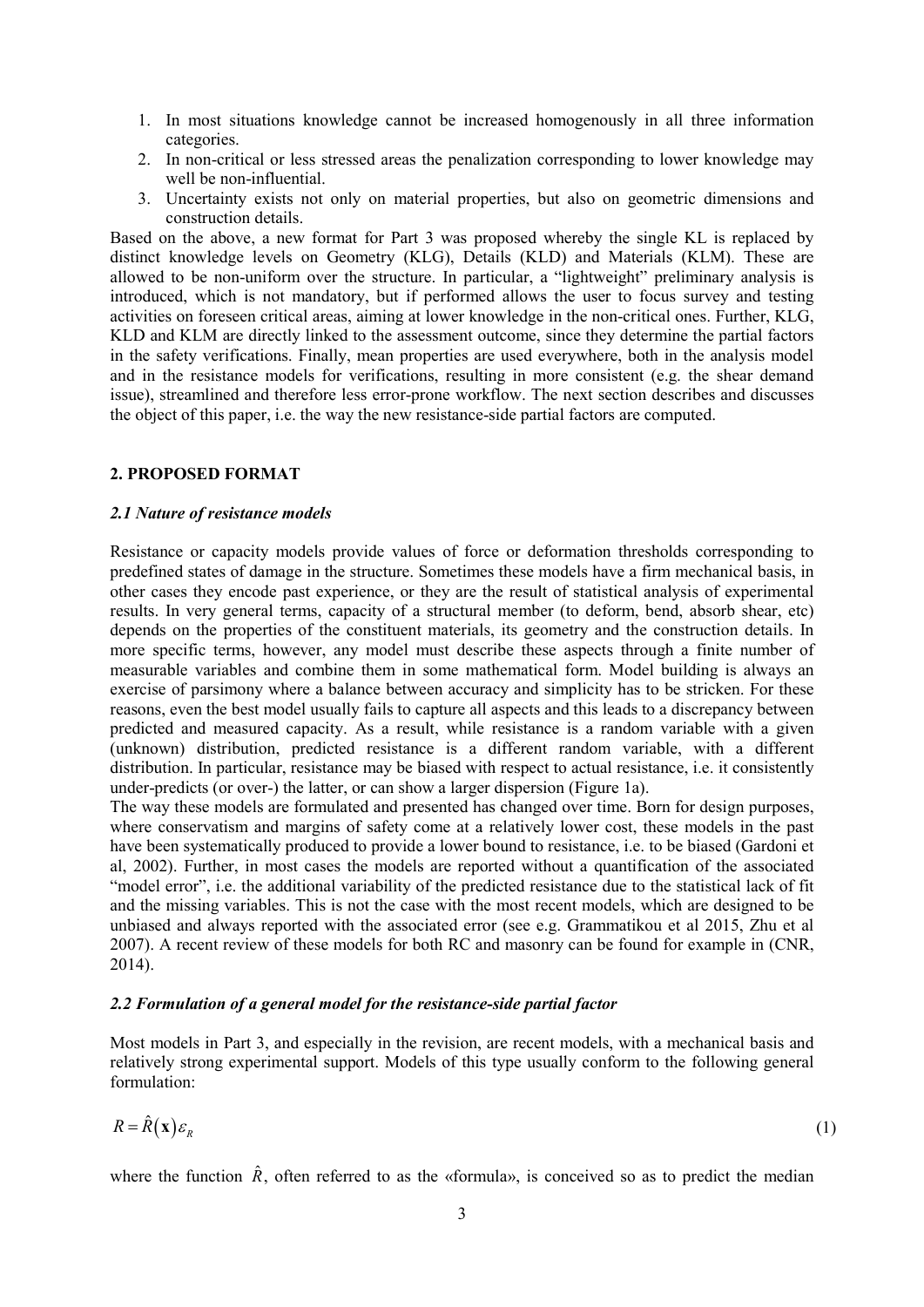1. In most situations knowledge cannot be increased homogenously in all three information categories.
2. In non-critical or less stressed areas the penalization corresponding to lower knowledge may well be non-influential.
3. Uncertainty exists not only on material properties, but also on geometric dimensions and construction details.

Based on the above, a new format for Part 3 was proposed whereby the single KL is replaced by distinct knowledge levels on Geometry (KLG), Details (KLD) and Materials (KLM). These are allowed to be non-uniform over the structure. In particular, a "lightweight" preliminary analysis is introduced, which is not mandatory, but if performed allows the user to focus survey and testing activities on foreseen critical areas, aiming at lower knowledge in the non-critical ones. Further, KLG, KLD and KLM are directly linked to the assessment outcome, since they determine the partial factors in the safety verifications. Finally, mean properties are used everywhere, both in the analysis model and in the resistance models for verifications, resulting in more consistent (e.g. the shear demand issue), streamlined and therefore less error-prone workflow. The next section describes and discusses the object of this paper, i.e. the way the new resistance-side partial factors are computed.

## 2. PROPOSED FORMAT

### *2.1 Nature of resistance models*

Resistance or capacity models provide values of force or deformation thresholds corresponding to predefined states of damage in the structure. Sometimes these models have a firm mechanical basis, in other cases they encode past experience, or they are the result of statistical analysis of experimental results. In very general terms, capacity of a structural member (to deform, bend, absorb shear, etc) depends on the properties of the constituent materials, its geometry and the construction details. In more specific terms, however, any model must describe these aspects through a finite number of measurable variables and combine them in some mathematical form. Model building is always an exercise of parsimony where a balance between accuracy and simplicity has to be stricken. For these reasons, even the best model usually fails to capture all aspects and this leads to a discrepancy between predicted and measured capacity. As a result, while resistance is a random variable with a given (unknown) distribution, predicted resistance is a different random variable, with a different distribution. In particular, resistance may be biased with respect to actual resistance, i.e. it consistently under-predicts (or over-) the latter, or can show a larger dispersion (Figure 1a).

The way these models are formulated and presented has changed over time. Born for design purposes, where conservatism and margins of safety come at a relatively lower cost, these models in the past have been systematically produced to provide a lower bound to resistance, i.e. to be biased (Gardoni et al, 2002). Further, in most cases the models are reported without a quantification of the associated "model error", i.e. the additional variability of the predicted resistance due to the statistical lack of fit and the missing variables. This is not the case with the most recent models, which are designed to be unbiased and always reported with the associated error (see e.g. Grammatikou et al 2015, Zhu et al 2007). A recent review of these models for both RC and masonry can be found for example in (CNR, 2014).

### *2.2 Formulation of a general model for the resistance-side partial factor*

Most models in Part 3, and especially in the revision, are recent models, with a mechanical basis and relatively strong experimental support. Models of this type usually conform to the following general formulation:

$$R = \hat{R}(\mathbf{x})\varepsilon_R \tag{1}$$

where the function $\hat{R}$, often referred to as the «formula», is conceived so as to predict the median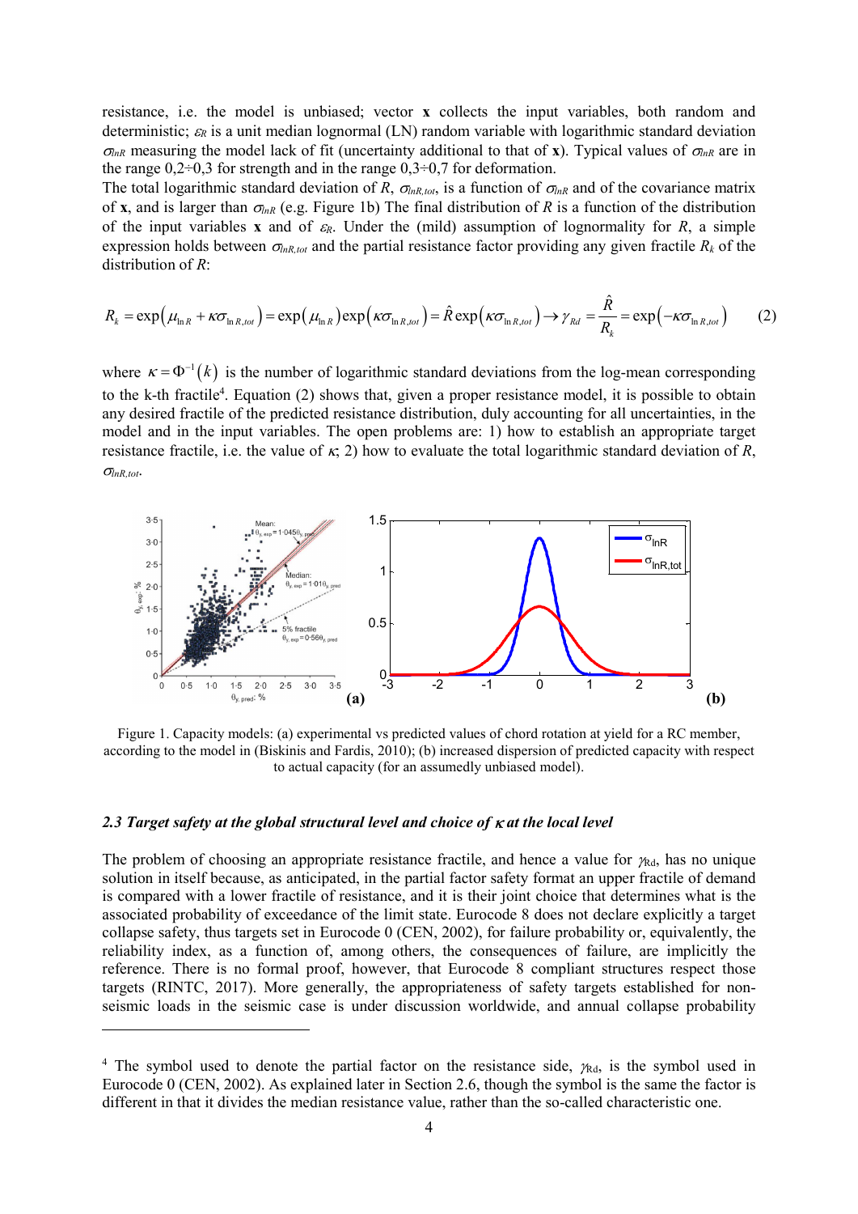resistance, i.e. the model is unbiased; vector $\mathbf{x}$ collects the input variables, both random and deterministic; $\varepsilon_R$ is a unit median lognormal (LN) random variable with logarithmic standard deviation $\sigma_{lnR}$ measuring the model lack of fit (uncertainty additional to that of $\mathbf{x}$). Typical values of $\sigma_{lnR}$ are in the range 0,2÷0,3 for strength and in the range 0,3÷0,7 for deformation.

The total logarithmic standard deviation of $R$, $\sigma_{lnR,tot}$, is a function of $\sigma_{lnR}$ and of the covariance matrix of $\mathbf{x}$, and is larger than $\sigma_{lnR}$ (e.g. Figure 1b) The final distribution of $R$ is a function of the distribution of the input variables $\mathbf{x}$ and of $\varepsilon_R$. Under the (mild) assumption of lognormality for $R$, a simple expression holds between $\sigma_{lnR,tot}$ and the partial resistance factor providing any given fractile $R_k$ of the distribution of $R$:

$$R_k = \exp\left(\mu_{\ln R} + \kappa\sigma_{\ln R,tot}\right) = \exp\left(\mu_{\ln R}\right)\exp\left(\kappa\sigma_{\ln R,tot}\right) = \hat{R}\exp\left(\kappa\sigma_{\ln R,tot}\right) \rightarrow \gamma_{Rd} = \frac{\hat{R}}{R_k} = \exp\left(-\kappa\sigma_{\ln R,tot}\right) \quad (2)$$

where $\kappa = \Phi^{-1}(k)$ is the number of logarithmic standard deviations from the log-mean corresponding to the k-th fractile[4]. Equation (2) shows that, given a proper resistance model, it is possible to obtain any desired fractile of the predicted resistance distribution, duly accounting for all uncertainties, in the model and in the input variables. The open problems are: 1) how to establish an appropriate target resistance fractile, i.e. the value of $\kappa$; 2) how to evaluate the total logarithmic standard deviation of $R$, $\sigma_{lnR,tot}$.

Figure 1. Capacity models: (a) experimental vs predicted values of chord rotation at yield for a RC member, according to the model in (Biskinis and Fardis, 2010); (b) increased dispersion of predicted capacity with respect to actual capacity (for an assumedly unbiased model).

### 2.3 Target safety at the global structural level and choice of $\kappa$ at the local level

The problem of choosing an appropriate resistance fractile, and hence a value for $\gamma_{Rd}$, has no unique solution in itself because, as anticipated, in the partial factor safety format an upper fractile of demand is compared with a lower fractile of resistance, and it is their joint choice that determines what is the associated probability of exceedance of the limit state. Eurocode 8 does not declare explicitly a target collapse safety, thus targets set in Eurocode 0 (CEN, 2002), for failure probability or, equivalently, the reliability index, as a function of, among others, the consequences of failure, are implicitly the reference. There is no formal proof, however, that Eurocode 8 compliant structures respect those targets (RINTC, 2017). More generally, the appropriateness of safety targets established for non-seismic loads in the seismic case is under discussion worldwide, and annual collapse probability

---

[4] The symbol used to denote the partial factor on the resistance side, $\gamma_{Rd}$, is the symbol used in Eurocode 0 (CEN, 2002). As explained later in Section 2.6, though the symbol is the same the factor is different in that it divides the median resistance value, rather than the so-called characteristic one.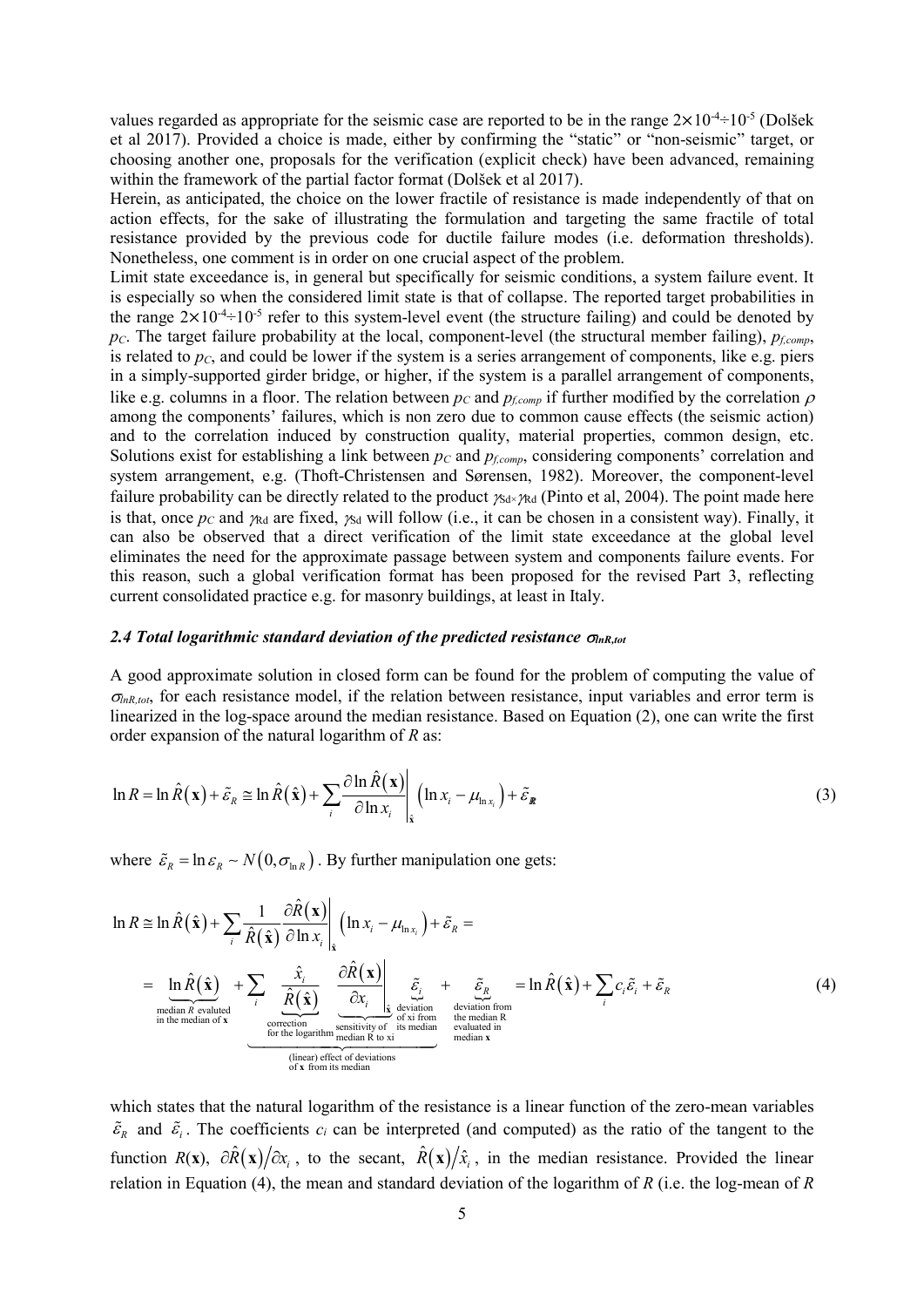values regarded as appropriate for the seismic case are reported to be in the range $2\times10^{-4}\div10^{-5}$ (Dolšek et al 2017). Provided a choice is made, either by confirming the "static" or "non-seismic" target, or choosing another one, proposals for the verification (explicit check) have been advanced, remaining within the framework of the partial factor format (Dolšek et al 2017).

Herein, as anticipated, the choice on the lower fractile of resistance is made independently of that on action effects, for the sake of illustrating the formulation and targeting the same fractile of total resistance provided by the previous code for ductile failure modes (i.e. deformation thresholds). Nonetheless, one comment is in order on one crucial aspect of the problem.

Limit state exceedance is, in general but specifically for seismic conditions, a system failure event. It is especially so when the considered limit state is that of collapse. The reported target probabilities in the range $2\times10^{-4}\div10^{-5}$ refer to this system-level event (the structure failing) and could be denoted by $p_C$. The target failure probability at the local, component-level (the structural member failing), $p_{f,comp}$, is related to $p_C$, and could be lower if the system is a series arrangement of components, like e.g. piers in a simply-supported girder bridge, or higher, if the system is a parallel arrangement of components, like e.g. columns in a floor. The relation between $p_C$ and $p_{f,comp}$ if further modified by the correlation $\rho$ among the components' failures, which is non zero due to common cause effects (the seismic action) and to the correlation induced by construction quality, material properties, common design, etc. Solutions exist for establishing a link between $p_C$ and $p_{f,comp}$, considering components' correlation and system arrangement, e.g. (Thoft-Christensen and Sørensen, 1982). Moreover, the component-level failure probability can be directly related to the product $\gamma_{Sd}\times\gamma_{Rd}$ (Pinto et al, 2004). The point made here is that, once $p_C$ and $\gamma_{Rd}$ are fixed, $\gamma_{Sd}$ will follow (i.e., it can be chosen in a consistent way). Finally, it can also be observed that a direct verification of the limit state exceedance at the global level eliminates the need for the approximate passage between system and components failure events. For this reason, such a global verification format has been proposed for the revised Part 3, reflecting current consolidated practice e.g. for masonry buildings, at least in Italy.

### *2.4 Total logarithmic standard deviation of the predicted resistance $\sigma_{lnR,tot}$*

A good approximate solution in closed form can be found for the problem of computing the value of $\sigma_{lnR,tot}$, for each resistance model, if the relation between resistance, input variables and error term is linearized in the log-space around the median resistance. Based on Equation (2), one can write the first order expansion of the natural logarithm of $R$ as:

$$\ln R = \ln \hat{R}(\mathbf{x}) + \tilde{\varepsilon}_R \cong \ln \hat{R}(\hat{\mathbf{x}}) + \sum_i \left.\frac{\partial \ln \hat{R}(\mathbf{x})}{\partial \ln x_i}\right|_{\hat{\mathbf{x}}} \left(\ln x_i - \mu_{\ln x_i}\right) + \tilde{\varepsilon}_R \tag{3}$$

where $\tilde{\varepsilon}_R = \ln \varepsilon_R \sim N\left(0, \sigma_{\ln R}\right)$. By further manipulation one gets:

$$\begin{aligned}
\ln R &\cong \ln \hat{R}(\hat{\mathbf{x}}) + \sum_i \frac{1}{\hat{R}(\hat{\mathbf{x}})} \left.\frac{\partial \hat{R}(\mathbf{x})}{\partial \ln x_i}\right|_{\hat{\mathbf{x}}} \left(\ln x_i - \mu_{\ln x_i}\right) + \tilde{\varepsilon}_R = \\
&= \underbrace{\ln \hat{R}(\hat{\mathbf{x}})}_{\substack{\text{median } R \text{ evaluted} \\ \text{in the median of } \mathbf{x}}} + \underbrace{\sum_i \underbrace{\frac{\hat{x}_i}{\hat{R}(\hat{\mathbf{x}})}}_{\substack{\text{correction} \\ \text{for the logarithm}}} \underbrace{\left.\frac{\partial \hat{R}(\mathbf{x})}{\partial x_i}\right|_{\hat{\mathbf{x}}}}_{\substack{\text{sensitivity of} \\ \text{median R to xi}}} \underbrace{\tilde{\varepsilon}_i}_{\substack{\text{deviation} \\ \text{of xi from} \\ \text{its median}}}}_{\substack{\text{(linear) effect of deviations} \\ \text{of } \mathbf{x} \text{ from its median}}} + \underbrace{\tilde{\varepsilon}_R}_{\substack{\text{deviation from} \\ \text{the median R} \\ \text{evaluated in} \\ \text{median } \mathbf{x}}} = \ln \hat{R}(\hat{\mathbf{x}}) + \sum_i c_i \tilde{\varepsilon}_i + \tilde{\varepsilon}_R
\end{aligned} \tag{4}$$

which states that the natural logarithm of the resistance is a linear function of the zero-mean variables $\tilde{\varepsilon}_R$ and $\tilde{\varepsilon}_i$. The coefficients $c_i$ can be interpreted (and computed) as the ratio of the tangent to the function $R(\mathbf{x})$, $\partial \hat{R}(\mathbf{x})/\partial x_i$, to the secant, $\hat{R}(\mathbf{x})/\hat{x}_i$, in the median resistance. Provided the linear relation in Equation (4), the mean and standard deviation of the logarithm of $R$ (i.e. the log-mean of $R$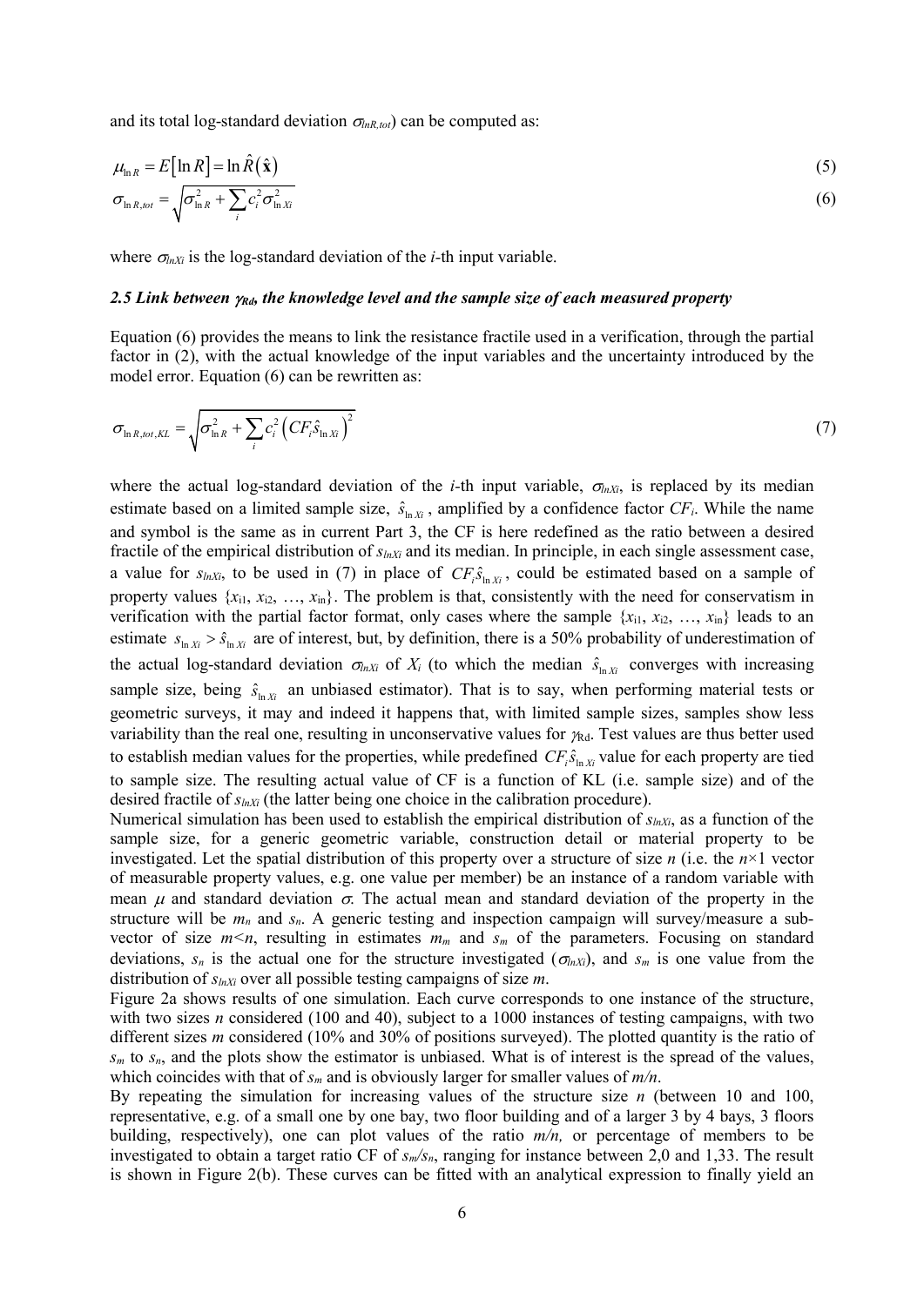and its total log-standard deviation $\sigma_{lnR,tot}$) can be computed as:

$$\mu_{\ln R} = E[\ln R] = \ln \hat{R}(\hat{\mathbf{x}}) \tag{5}$$

$$\sigma_{\ln R,tot} = \sqrt{\sigma_{\ln R}^2 + \sum_i c_i^2 \sigma_{\ln Xi}^2} \tag{6}$$

where $\sigma_{lnXi}$ is the log-standard deviation of the *i*-th input variable.

### *2.5 Link between $\gamma_{Rd}$, the knowledge level and the sample size of each measured property*

Equation (6) provides the means to link the resistance fractile used in a verification, through the partial factor in (2), with the actual knowledge of the input variables and the uncertainty introduced by the model error. Equation (6) can be rewritten as:

$$\sigma_{\ln R,tot,KL} = \sqrt{\sigma_{\ln R}^2 + \sum_i c_i^2 \left(CF_i \hat{s}_{\ln Xi}\right)^2} \tag{7}$$

where the actual log-standard deviation of the *i*-th input variable, $\sigma_{lnXi}$, is replaced by its median estimate based on a limited sample size, $\hat{s}_{\ln Xi}$, amplified by a confidence factor $CF_i$. While the name and symbol is the same as in current Part 3, the CF is here redefined as the ratio between a desired fractile of the empirical distribution of $s_{lnXi}$ and its median. In principle, in each single assessment case, a value for $s_{lnXi}$, to be used in (7) in place of $CF_i \hat{s}_{\ln Xi}$, could be estimated based on a sample of property values $\{x_{i1}, x_{i2}, \ldots, x_{in}\}$. The problem is that, consistently with the need for conservatism in verification with the partial factor format, only cases where the sample $\{x_{i1}, x_{i2}, \ldots, x_{in}\}$ leads to an estimate $s_{\ln Xi} > \hat{s}_{\ln Xi}$ are of interest, but, by definition, there is a 50% probability of underestimation of the actual log-standard deviation $\sigma_{lnXi}$ of $X_i$ (to which the median $\hat{s}_{\ln Xi}$ converges with increasing sample size, being $\hat{s}_{\ln Xi}$ an unbiased estimator). That is to say, when performing material tests or geometric surveys, it may and indeed it happens that, with limited sample sizes, samples show less variability than the real one, resulting in unconservative values for $\gamma_{Rd}$. Test values are thus better used to establish median values for the properties, while predefined $CF_i \hat{s}_{\ln Xi}$ value for each property are tied to sample size. The resulting actual value of CF is a function of KL (i.e. sample size) and of the desired fractile of $s_{lnXi}$ (the latter being one choice in the calibration procedure).

Numerical simulation has been used to establish the empirical distribution of $s_{lnXi}$, as a function of the sample size, for a generic geometric variable, construction detail or material property to be investigated. Let the spatial distribution of this property over a structure of size $n$ (i.e. the $n$×1 vector of measurable property values, e.g. one value per member) be an instance of a random variable with mean $\mu$ and standard deviation $\sigma$. The actual mean and standard deviation of the property in the structure will be $m_n$ and $s_n$. A generic testing and inspection campaign will survey/measure a sub-vector of size $m<n$, resulting in estimates $m_m$ and $s_m$ of the parameters. Focusing on standard deviations, $s_n$ is the actual one for the structure investigated ($\sigma_{lnXi}$), and $s_m$ is one value from the distribution of $s_{lnXi}$ over all possible testing campaigns of size $m$.

Figure 2a shows results of one simulation. Each curve corresponds to one instance of the structure, with two sizes $n$ considered (100 and 40), subject to a 1000 instances of testing campaigns, with two different sizes $m$ considered (10% and 30% of positions surveyed). The plotted quantity is the ratio of $s_m$ to $s_n$, and the plots show the estimator is unbiased. What is of interest is the spread of the values, which coincides with that of $s_m$ and is obviously larger for smaller values of $m/n$.

By repeating the simulation for increasing values of the structure size $n$ (between 10 and 100, representative, e.g. of a small one by one bay, two floor building and of a larger 3 by 4 bays, 3 floors building, respectively), one can plot values of the ratio $m/n$, or percentage of members to be investigated to obtain a target ratio CF of $s_m/s_n$, ranging for instance between 2,0 and 1,33. The result is shown in Figure 2(b). These curves can be fitted with an analytical expression to finally yield an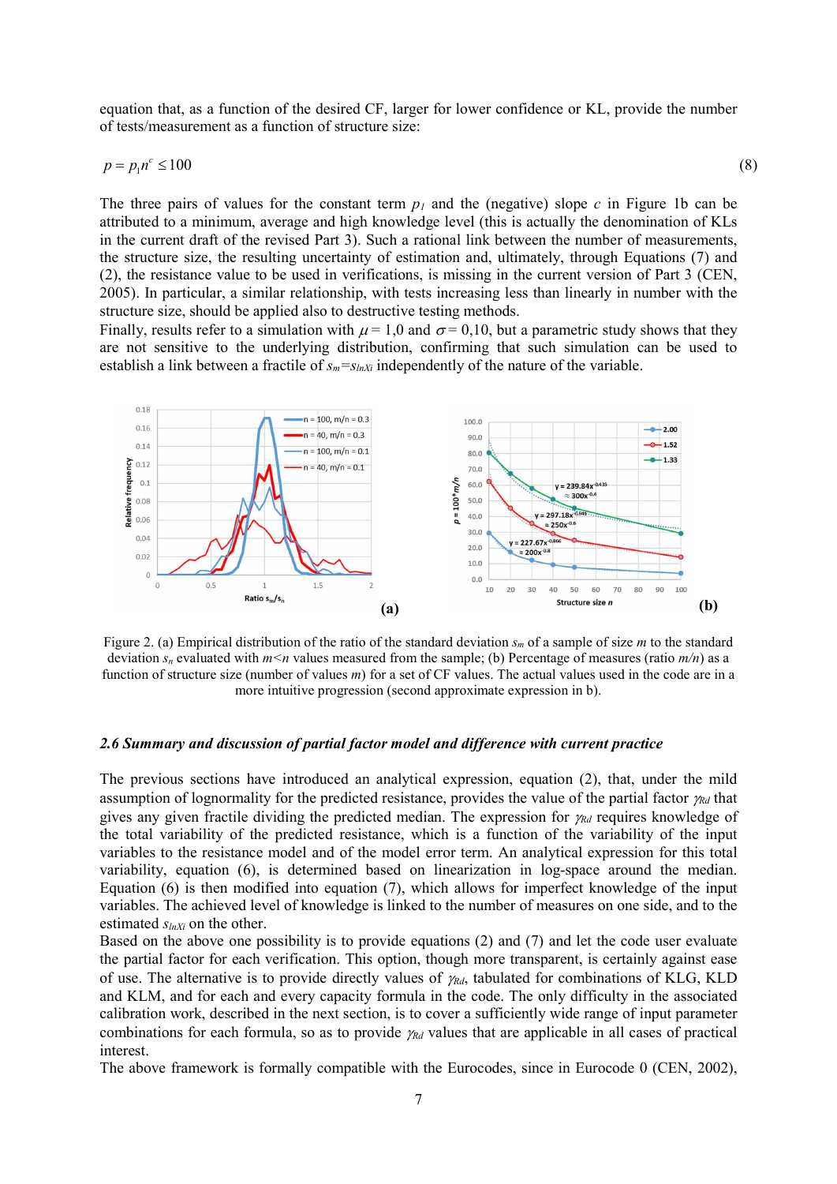equation that, as a function of the desired CF, larger for lower confidence or KL, provide the number of tests/measurement as a function of structure size:

$$p = p_1 n^c \leq 100 \tag{8}$$

The three pairs of values for the constant term $p_1$ and the (negative) slope $c$ in Figure 1b can be attributed to a minimum, average and high knowledge level (this is actually the denomination of KLs in the current draft of the revised Part 3). Such a rational link between the number of measurements, the structure size, the resulting uncertainty of estimation and, ultimately, through Equations (7) and (2), the resistance value to be used in verifications, is missing in the current version of Part 3 (CEN, 2005). In particular, a similar relationship, with tests increasing less than linearly in number with the structure size, should be applied also to destructive testing methods.
Finally, results refer to a simulation with $\mu = 1{,}0$ and $\sigma = 0{,}10$, but a parametric study shows that they are not sensitive to the underlying distribution, confirming that such simulation can be used to establish a link between a fractile of $s_m = s_{lnXi}$ independently of the nature of the variable.

Figure 2. (a) Empirical distribution of the ratio of the standard deviation $s_m$ of a sample of size $m$ to the standard deviation $s_n$ evaluated with $m<n$ values measured from the sample; (b) Percentage of measures (ratio $m/n$) as a function of structure size (number of values $m$) for a set of CF values. The actual values used in the code are in a more intuitive progression (second approximate expression in b).

### 2.6 Summary and discussion of partial factor model and difference with current practice

The previous sections have introduced an analytical expression, equation (2), that, under the mild assumption of lognormality for the predicted resistance, provides the value of the partial factor $\gamma_{Rd}$ that gives any given fractile dividing the predicted median. The expression for $\gamma_{Rd}$ requires knowledge of the total variability of the predicted resistance, which is a function of the variability of the input variables to the resistance model and of the model error term. An analytical expression for this total variability, equation (6), is determined based on linearization in log-space around the median. Equation (6) is then modified into equation (7), which allows for imperfect knowledge of the input variables. The achieved level of knowledge is linked to the number of measures on one side, and to the estimated $s_{lnXi}$ on the other.
Based on the above one possibility is to provide equations (2) and (7) and let the code user evaluate the partial factor for each verification. This option, though more transparent, is certainly against ease of use. The alternative is to provide directly values of $\gamma_{Rd}$, tabulated for combinations of KLG, KLD and KLM, and for each and every capacity formula in the code. The only difficulty in the associated calibration work, described in the next section, is to cover a sufficiently wide range of input parameter combinations for each formula, so as to provide $\gamma_{Rd}$ values that are applicable in all cases of practical interest.
The above framework is formally compatible with the Eurocodes, since in Eurocode 0 (CEN, 2002),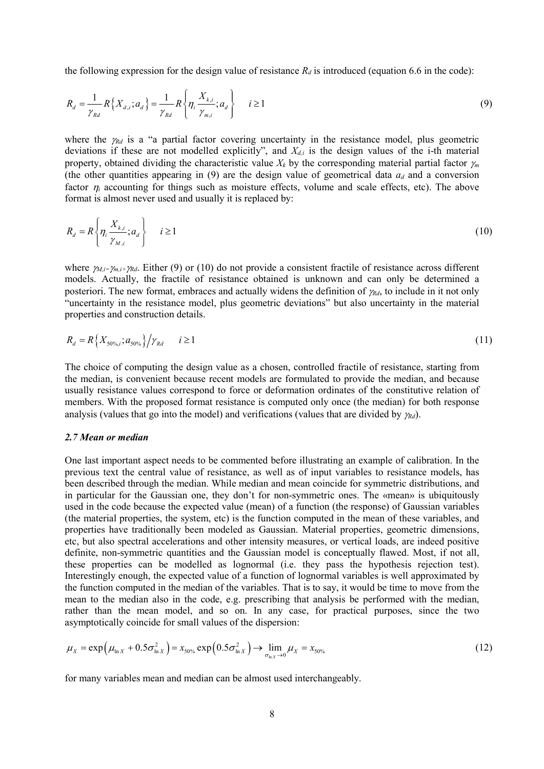the following expression for the design value of resistance $R_d$ is introduced (equation 6.6 in the code):

$$R_d = \frac{1}{\gamma_{Rd}} R\left\{X_{d,i}; a_d\right\} = \frac{1}{\gamma_{Rd}} R\left\{\eta_i \frac{X_{k,i}}{\gamma_{m,i}}; a_d\right\} \quad i \geq 1 \tag{9}$$

where the $\gamma_{Rd}$ is a "a partial factor covering uncertainty in the resistance model, plus geometric deviations if these are not modelled explicitly", and $X_{d,i}$ is the design values of the i-th material property, obtained dividing the characteristic value $X_k$ by the corresponding material partial factor $\gamma_m$ (the other quantities appearing in (9) are the design value of geometrical data $a_d$ and a conversion factor $\eta_i$ accounting for things such as moisture effects, volume and scale effects, etc). The above format is almost never used and usually it is replaced by:

$$R_d = R\left\{\eta_i \frac{X_{k,i}}{\gamma_{M,i}}; a_d\right\} \quad i \geq 1 \tag{10}$$

where $\gamma_{M,i}=\gamma_{m,i}\times\gamma_{Rd}$. Either (9) or (10) do not provide a consistent fractile of resistance across different models. Actually, the fractile of resistance obtained is unknown and can only be determined a posteriori. The new format, embraces and actually widens the definition of $\gamma_{Rd}$, to include in it not only "uncertainty in the resistance model, plus geometric deviations" but also uncertainty in the material properties and construction details.

$$R_d = R\left\{X_{50\%,i}; a_{50\%}\right\} / \gamma_{Rd} \quad i \geq 1 \tag{11}$$

The choice of computing the design value as a chosen, controlled fractile of resistance, starting from the median, is convenient because recent models are formulated to provide the median, and because usually resistance values correspond to force or deformation ordinates of the constitutive relation of members. With the proposed format resistance is computed only once (the median) for both response analysis (values that go into the model) and verifications (values that are divided by $\gamma_{Rd}$).

### *2.7 Mean or median*

One last important aspect needs to be commented before illustrating an example of calibration. In the previous text the central value of resistance, as well as of input variables to resistance models, has been described through the median. While median and mean coincide for symmetric distributions, and in particular for the Gaussian one, they don't for non-symmetric ones. The «mean» is ubiquitously used in the code because the expected value (mean) of a function (the response) of Gaussian variables (the material properties, the system, etc) is the function computed in the mean of these variables, and properties have traditionally been modeled as Gaussian. Material properties, geometric dimensions, etc, but also spectral accelerations and other intensity measures, or vertical loads, are indeed positive definite, non-symmetric quantities and the Gaussian model is conceptually flawed. Most, if not all, these properties can be modelled as lognormal (i.e. they pass the hypothesis rejection test). Interestingly enough, the expected value of a function of lognormal variables is well approximated by the function computed in the median of the variables. That is to say, it would be time to move from the mean to the median also in the code, e.g. prescribing that analysis be performed with the median, rather than the mean model, and so on. In any case, for practical purposes, since the two asymptotically coincide for small values of the dispersion:

$$\mu_X = \exp\left(\mu_{\ln X} + 0.5\sigma_{\ln X}^2\right) = x_{50\%} \exp\left(0.5\sigma_{\ln X}^2\right) \rightarrow \lim_{\sigma_{\ln X} \rightarrow 0} \mu_X = x_{50\%} \tag{12}$$

for many variables mean and median can be almost used interchangeably.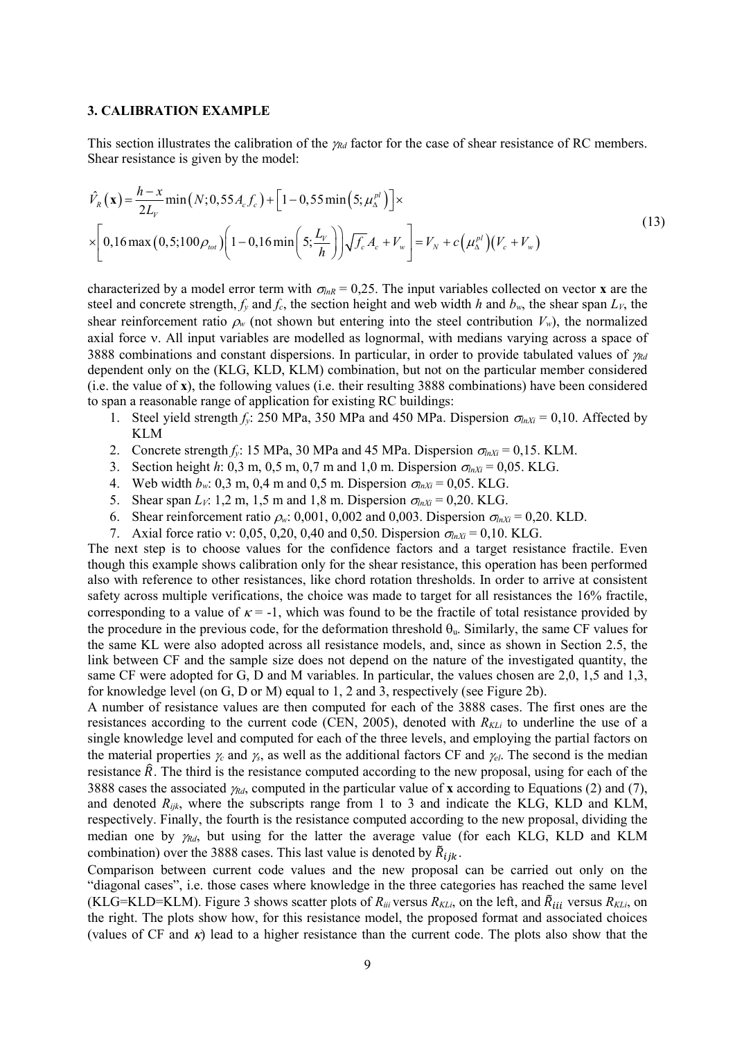## 3. CALIBRATION EXAMPLE

This section illustrates the calibration of the $\gamma_{Rd}$ factor for the case of shear resistance of RC members. Shear resistance is given by the model:

$$
\begin{aligned}
\hat{V}_R(\mathbf{x}) = \frac{h-x}{2L_V}\min\left(N;0{,}55A_c f_c\right) + \left[1-0{,}55\min\left(5;\mu_\Delta^{pl}\right)\right]\times \\
\times\left[0{,}16\max\left(0{,}5;100\rho_{tot}\right)\left(1-0{,}16\min\left(5;\frac{L_V}{h}\right)\right)\sqrt{f_c}A_c + V_w\right] = V_N + c\left(\mu_\Delta^{pl}\right)\left(V_c + V_w\right)
\end{aligned}
\tag{13}
$$

characterized by a model error term with $\sigma_{lnR} = 0{,}25$. The input variables collected on vector **x** are the steel and concrete strength, $f_y$ and $f_c$, the section height and web width $h$ and $b_w$, the shear span $L_V$, the shear reinforcement ratio $\rho_w$ (not shown but entering into the steel contribution $V_w$), the normalized axial force ν. All input variables are modelled as lognormal, with medians varying across a space of 3888 combinations and constant dispersions. In particular, in order to provide tabulated values of $\gamma_{Rd}$ dependent only on the (KLG, KLD, KLM) combination, but not on the particular member considered (i.e. the value of **x**), the following values (i.e. their resulting 3888 combinations) have been considered to span a reasonable range of application for existing RC buildings:

1. Steel yield strength $f_y$: 250 MPa, 350 MPa and 450 MPa. Dispersion $\sigma_{lnXi} = 0{,}10$. Affected by KLM
2. Concrete strength $f_y$: 15 MPa, 30 MPa and 45 MPa. Dispersion $\sigma_{lnXi} = 0{,}15$. KLM.
3. Section height $h$: 0,3 m, 0,5 m, 0,7 m and 1,0 m. Dispersion $\sigma_{lnXi} = 0{,}05$. KLG.
4. Web width $b_w$: 0,3 m, 0,4 m and 0,5 m. Dispersion $\sigma_{lnXi} = 0{,}05$. KLG.
5. Shear span $L_V$: 1,2 m, 1,5 m and 1,8 m. Dispersion $\sigma_{lnXi} = 0{,}20$. KLG.
6. Shear reinforcement ratio $\rho_w$: 0,001, 0,002 and 0,003. Dispersion $\sigma_{lnXi} = 0{,}20$. KLD.
7. Axial force ratio ν: 0,05, 0,20, 0,40 and 0,50. Dispersion $\sigma_{lnXi} = 0{,}10$. KLG.

The next step is to choose values for the confidence factors and a target resistance fractile. Even though this example shows calibration only for the shear resistance, this operation has been performed also with reference to other resistances, like chord rotation thresholds. In order to arrive at consistent safety across multiple verifications, the choice was made to target for all resistances the 16% fractile, corresponding to a value of $\kappa = -1$, which was found to be the fractile of total resistance provided by the procedure in the previous code, for the deformation threshold $\theta_u$. Similarly, the same CF values for the same KL were also adopted across all resistance models, and, since as shown in Section 2.5, the link between CF and the sample size does not depend on the nature of the investigated quantity, the same CF were adopted for G, D and M variables. In particular, the values chosen are 2,0, 1,5 and 1,3, for knowledge level (on G, D or M) equal to 1, 2 and 3, respectively (see Figure 2b).

A number of resistance values are then computed for each of the 3888 cases. The first ones are the resistances according to the current code (CEN, 2005), denoted with $R_{KLi}$ to underline the use of a single knowledge level and computed for each of the three levels, and employing the partial factors on the material properties $\gamma_c$ and $\gamma_s$, as well as the additional factors CF and $\gamma_{el}$. The second is the median resistance $\hat{R}$. The third is the resistance computed according to the new proposal, using for each of the 3888 cases the associated $\gamma_{Rd}$, computed in the particular value of **x** according to Equations (2) and (7), and denoted $R_{ijk}$, where the subscripts range from 1 to 3 and indicate the KLG, KLD and KLM, respectively. Finally, the fourth is the resistance computed according to the new proposal, dividing the median one by $\gamma_{Rd}$, but using for the latter the average value (for each KLG, KLD and KLM combination) over the 3888 cases. This last value is denoted by $\tilde{R}_{ijk}$.

Comparison between current code values and the new proposal can be carried out only on the "diagonal cases", i.e. those cases where knowledge in the three categories has reached the same level (KLG=KLD=KLM). Figure 3 shows scatter plots of $R_{iii}$ versus $R_{KLi}$, on the left, and $\tilde{R}_{iii}$ versus $R_{KLi}$, on the right. The plots show how, for this resistance model, the proposed format and associated choices (values of CF and $\kappa$) lead to a higher resistance than the current code. The plots also show that the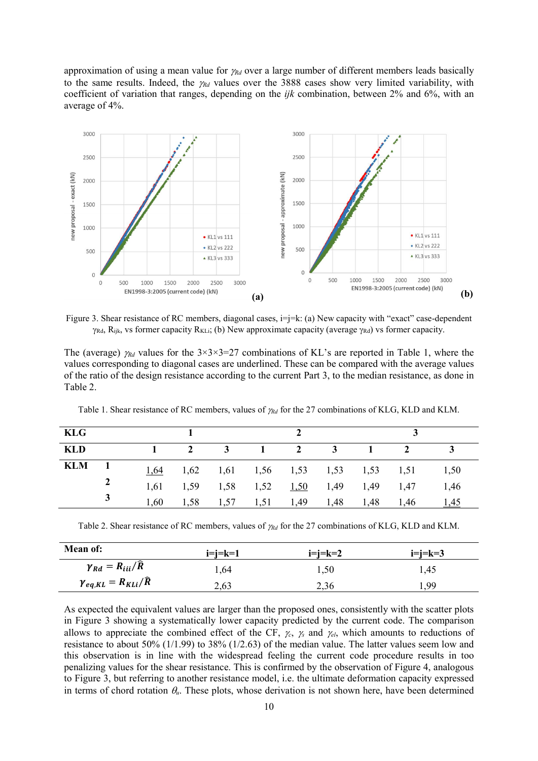approximation of using a mean value for $\gamma_{Rd}$ over a large number of different members leads basically to the same results. Indeed, the $\gamma_{Rd}$ values over the 3888 cases show very limited variability, with coefficient of variation that ranges, depending on the *ijk* combination, between 2% and 6%, with an average of 4%.

Figure 3. Shear resistance of RC members, diagonal cases, i=j=k: (a) New capacity with "exact" case-dependent $\gamma_{Rd}$, $R_{ijk}$, vs former capacity $R_{KLi}$; (b) New approximate capacity (average $\gamma_{Rd}$) vs former capacity.

The (average) $\gamma_{Rd}$ values for the 3×3×3=27 combinations of KL's are reported in Table 1, where the values corresponding to diagonal cases are underlined. These can be compared with the average values of the ratio of the design resistance according to the current Part 3, to the median resistance, as done in Table 2.

Table 1. Shear resistance of RC members, values of $\gamma_{Rd}$ for the 27 combinations of KLG, KLD and KLM.

| KLG | | 1 | | | 2 | | | 3 | | |
|---|---|---|---|---|---|---|---|---|---|---|
| KLD | | 1 | 2 | 3 | 1 | 2 | 3 | 1 | 2 | 3 |
| KLM | 1 | <u>1,64</u> | 1,62 | 1,61 | 1,56 | 1,53 | 1,53 | 1,53 | 1,51 | 1,50 |
| | 2 | 1,61 | 1,59 | 1,58 | 1,52 | <u>1,50</u> | 1,49 | 1,49 | 1,47 | 1,46 |
| | 3 | 1,60 | 1,58 | 1,57 | 1,51 | 1,49 | 1,48 | 1,48 | 1,46 | <u>1,45</u> |

Table 2. Shear resistance of RC members, values of $\gamma_{Rd}$ for the 27 combinations of KLG, KLD and KLM.

| Mean of: | i=j=k=1 | i=j=k=2 | i=j=k=3 |
|---|---|---|---|
| $\gamma_{Rd} = R_{iii}/\hat{R}$ | 1,64 | 1,50 | 1,45 |
| $\gamma_{eq,KL} = R_{KLi}/\hat{R}$ | 2,63 | 2,36 | 1,99 |

As expected the equivalent values are larger than the proposed ones, consistently with the scatter plots in Figure 3 showing a systematically lower capacity predicted by the current code. The comparison allows to appreciate the combined effect of the CF, $\gamma_c$, $\gamma_s$ and $\gamma_{el}$, which amounts to reductions of resistance to about 50% (1/1.99) to 38% (1/2.63) of the median value. The latter values seem low and this observation is in line with the widespread feeling the current code procedure results in too penalizing values for the shear resistance. This is confirmed by the observation of Figure 4, analogous to Figure 3, but referring to another resistance model, i.e. the ultimate deformation capacity expressed in terms of chord rotation $\theta_u$. These plots, whose derivation is not shown here, have been determined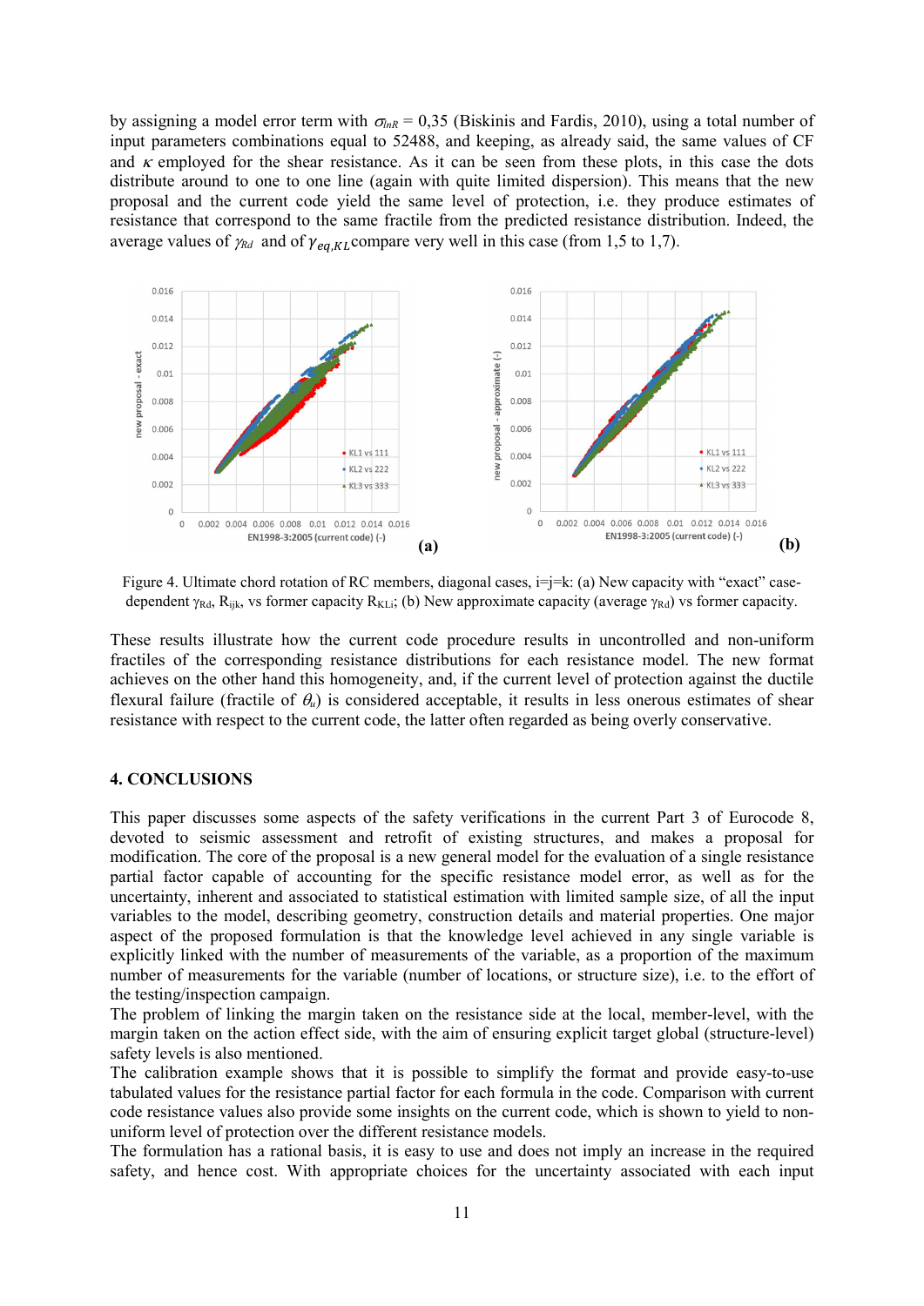by assigning a model error term with $\sigma_{lnR}$ = 0,35 (Biskinis and Fardis, 2010), using a total number of input parameters combinations equal to 52488, and keeping, as already said, the same values of CF and $\kappa$ employed for the shear resistance. As it can be seen from these plots, in this case the dots distribute around to one to one line (again with quite limited dispersion). This means that the new proposal and the current code yield the same level of protection, i.e. they produce estimates of resistance that correspond to the same fractile from the predicted resistance distribution. Indeed, the average values of $\gamma_{Rd}$ and of $\gamma_{eq,KL}$ compare very well in this case (from 1,5 to 1,7).

Figure 4. Ultimate chord rotation of RC members, diagonal cases, i=j=k: (a) New capacity with "exact" case-dependent $\gamma_{Rd}$, $R_{ijk}$, vs former capacity $R_{KLi}$; (b) New approximate capacity (average $\gamma_{Rd}$) vs former capacity.

These results illustrate how the current code procedure results in uncontrolled and non-uniform fractiles of the corresponding resistance distributions for each resistance model. The new format achieves on the other hand this homogeneity, and, if the current level of protection against the ductile flexural failure (fractile of $\theta_u$) is considered acceptable, it results in less onerous estimates of shear resistance with respect to the current code, the latter often regarded as being overly conservative.

## 4. CONCLUSIONS

This paper discusses some aspects of the safety verifications in the current Part 3 of Eurocode 8, devoted to seismic assessment and retrofit of existing structures, and makes a proposal for modification. The core of the proposal is a new general model for the evaluation of a single resistance partial factor capable of accounting for the specific resistance model error, as well as for the uncertainty, inherent and associated to statistical estimation with limited sample size, of all the input variables to the model, describing geometry, construction details and material properties. One major aspect of the proposed formulation is that the knowledge level achieved in any single variable is explicitly linked with the number of measurements of the variable, as a proportion of the maximum number of measurements for the variable (number of locations, or structure size), i.e. to the effort of the testing/inspection campaign.

The problem of linking the margin taken on the resistance side at the local, member-level, with the margin taken on the action effect side, with the aim of ensuring explicit target global (structure-level) safety levels is also mentioned.

The calibration example shows that it is possible to simplify the format and provide easy-to-use tabulated values for the resistance partial factor for each formula in the code. Comparison with current code resistance values also provide some insights on the current code, which is shown to yield to non-uniform level of protection over the different resistance models.

The formulation has a rational basis, it is easy to use and does not imply an increase in the required safety, and hence cost. With appropriate choices for the uncertainty associated with each input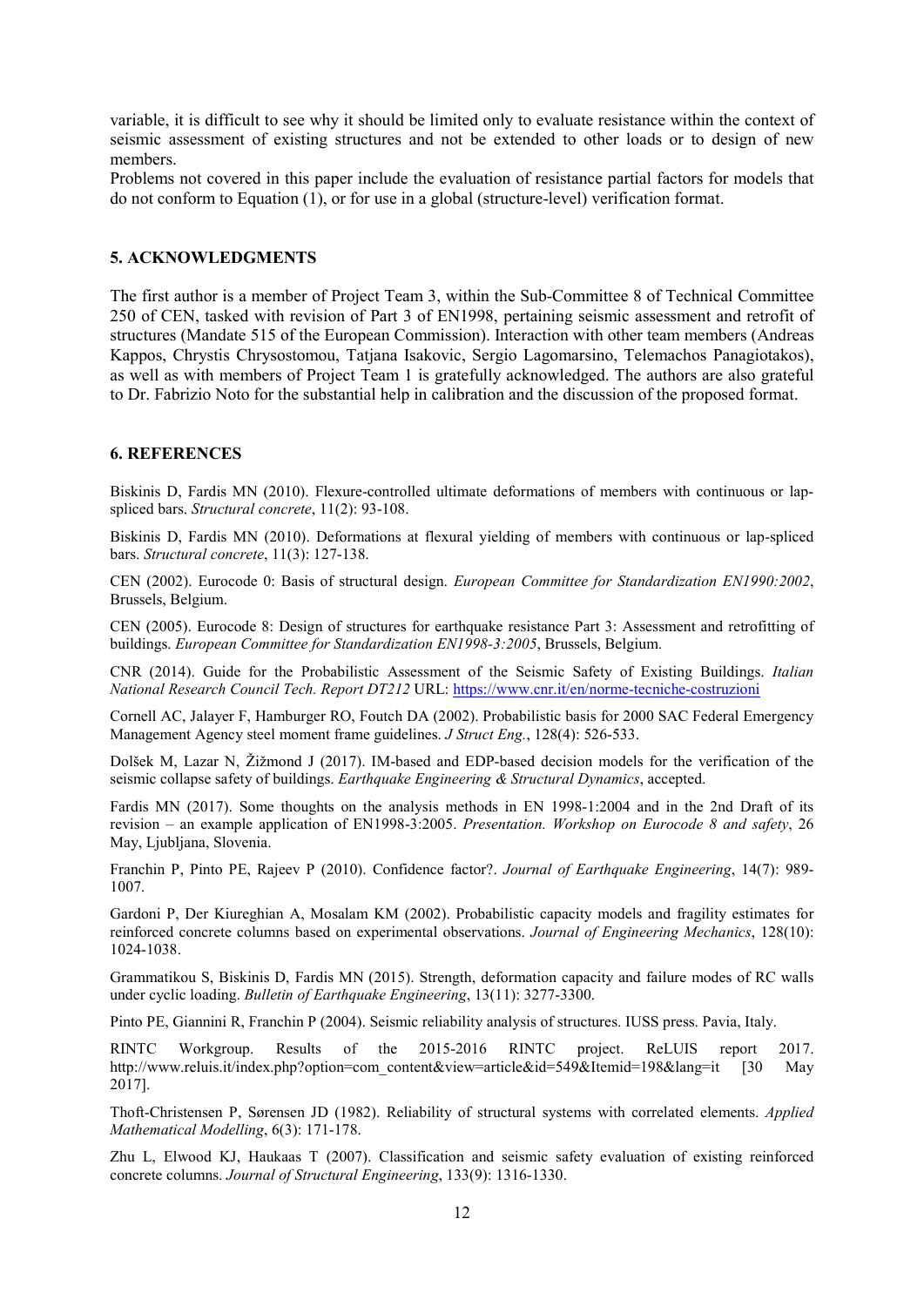variable, it is difficult to see why it should be limited only to evaluate resistance within the context of seismic assessment of existing structures and not be extended to other loads or to design of new members.

Problems not covered in this paper include the evaluation of resistance partial factors for models that do not conform to Equation (1), or for use in a global (structure-level) verification format.

## 5. ACKNOWLEDGMENTS

The first author is a member of Project Team 3, within the Sub-Committee 8 of Technical Committee 250 of CEN, tasked with revision of Part 3 of EN1998, pertaining seismic assessment and retrofit of structures (Mandate 515 of the European Commission). Interaction with other team members (Andreas Kappos, Chrystis Chrysostomou, Tatjana Isakovic, Sergio Lagomarsino, Telemachos Panagiotakos), as well as with members of Project Team 1 is gratefully acknowledged. The authors are also grateful to Dr. Fabrizio Noto for the substantial help in calibration and the discussion of the proposed format.

## 6. REFERENCES

Biskinis D, Fardis MN (2010). Flexure-controlled ultimate deformations of members with continuous or lap-spliced bars. *Structural concrete*, 11(2): 93-108.

Biskinis D, Fardis MN (2010). Deformations at flexural yielding of members with continuous or lap-spliced bars. *Structural concrete*, 11(3): 127-138.

CEN (2002). Eurocode 0: Basis of structural design. *European Committee for Standardization EN1990:2002*, Brussels, Belgium.

CEN (2005). Eurocode 8: Design of structures for earthquake resistance Part 3: Assessment and retrofitting of buildings. *European Committee for Standardization EN1998-3:2005*, Brussels, Belgium.

CNR (2014). Guide for the Probabilistic Assessment of the Seismic Safety of Existing Buildings. *Italian National Research Council Tech. Report DT212* URL: https://www.cnr.it/en/norme-tecniche-costruzioni

Cornell AC, Jalayer F, Hamburger RO, Foutch DA (2002). Probabilistic basis for 2000 SAC Federal Emergency Management Agency steel moment frame guidelines. *J Struct Eng.*, 128(4): 526-533.

Dolšek M, Lazar N, Žižmond J (2017). IM-based and EDP-based decision models for the verification of the seismic collapse safety of buildings. *Earthquake Engineering & Structural Dynamics*, accepted.

Fardis MN (2017). Some thoughts on the analysis methods in EN 1998-1:2004 and in the 2nd Draft of its revision – an example application of EN1998-3:2005. *Presentation. Workshop on Eurocode 8 and safety*, 26 May, Ljubljana, Slovenia.

Franchin P, Pinto PE, Rajeev P (2010). Confidence factor?. *Journal of Earthquake Engineering*, 14(7): 989-1007.

Gardoni P, Der Kiureghian A, Mosalam KM (2002). Probabilistic capacity models and fragility estimates for reinforced concrete columns based on experimental observations. *Journal of Engineering Mechanics*, 128(10): 1024-1038.

Grammatikou S, Biskinis D, Fardis MN (2015). Strength, deformation capacity and failure modes of RC walls under cyclic loading. *Bulletin of Earthquake Engineering*, 13(11): 3277-3300.

Pinto PE, Giannini R, Franchin P (2004). Seismic reliability analysis of structures. IUSS press. Pavia, Italy.

RINTC Workgroup. Results of the 2015-2016 RINTC project. ReLUIS report 2017. http://www.reluis.it/index.php?option=com_content&view=article&id=549&Itemid=198&lang=it [30 May 2017].

Thoft-Christensen P, Sørensen JD (1982). Reliability of structural systems with correlated elements. *Applied Mathematical Modelling*, 6(3): 171-178.

Zhu L, Elwood KJ, Haukaas T (2007). Classification and seismic safety evaluation of existing reinforced concrete columns. *Journal of Structural Engineering*, 133(9): 1316-1330.